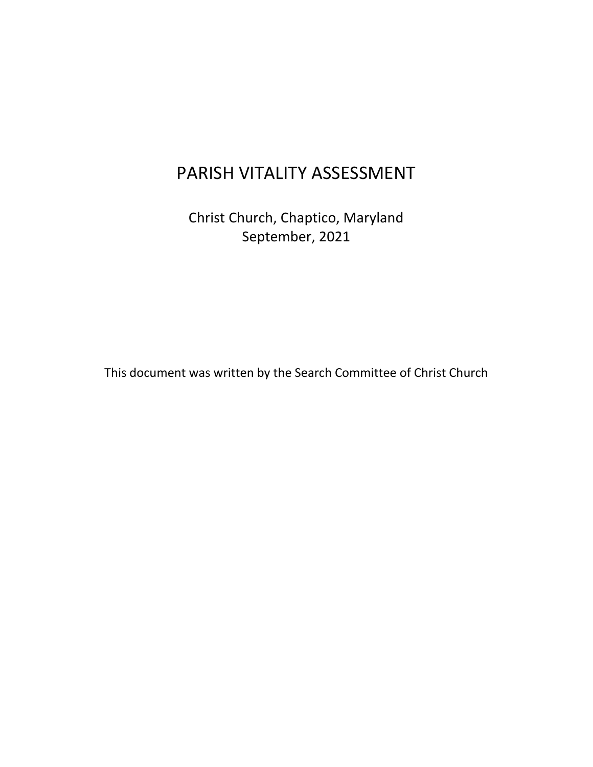# PARISH VITALITY ASSESSMENT

Christ Church, Chaptico, Maryland
September, 2021

This document was written by the Search Committee of Christ Church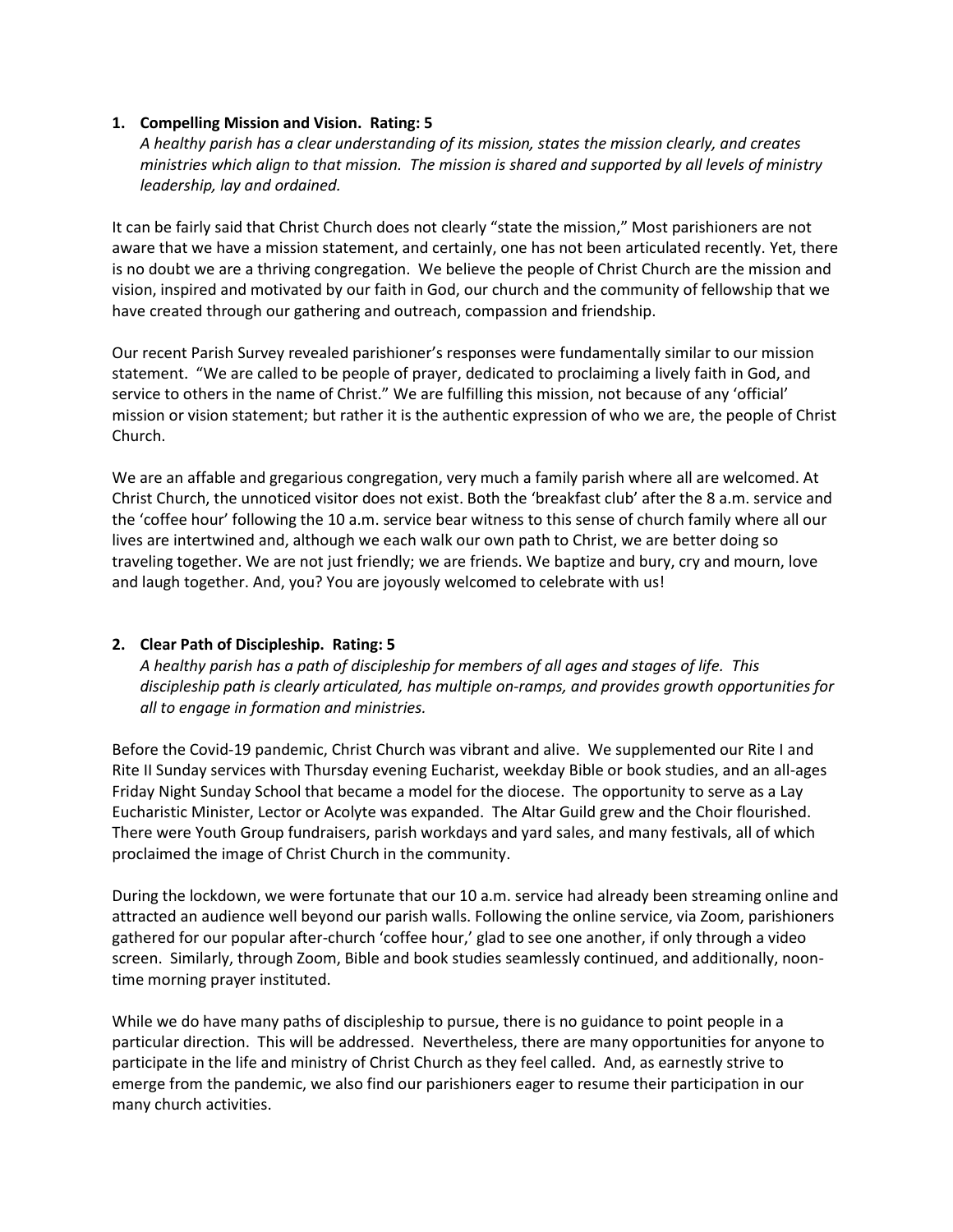1. **Compelling Mission and Vision. Rating: 5**

   *A healthy parish has a clear understanding of its mission, states the mission clearly, and creates ministries which align to that mission. The mission is shared and supported by all levels of ministry leadership, lay and ordained.*

It can be fairly said that Christ Church does not clearly "state the mission," Most parishioners are not aware that we have a mission statement, and certainly, one has not been articulated recently. Yet, there is no doubt we are a thriving congregation. We believe the people of Christ Church are the mission and vision, inspired and motivated by our faith in God, our church and the community of fellowship that we have created through our gathering and outreach, compassion and friendship.

Our recent Parish Survey revealed parishioner's responses were fundamentally similar to our mission statement. "We are called to be people of prayer, dedicated to proclaiming a lively faith in God, and service to others in the name of Christ." We are fulfilling this mission, not because of any 'official' mission or vision statement; but rather it is the authentic expression of who we are, the people of Christ Church.

We are an affable and gregarious congregation, very much a family parish where all are welcomed. At Christ Church, the unnoticed visitor does not exist. Both the 'breakfast club' after the 8 a.m. service and the 'coffee hour' following the 10 a.m. service bear witness to this sense of church family where all our lives are intertwined and, although we each walk our own path to Christ, we are better doing so traveling together. We are not just friendly; we are friends. We baptize and bury, cry and mourn, love and laugh together. And, you? You are joyously welcomed to celebrate with us!

2. **Clear Path of Discipleship. Rating: 5**

   *A healthy parish has a path of discipleship for members of all ages and stages of life. This discipleship path is clearly articulated, has multiple on-ramps, and provides growth opportunities for all to engage in formation and ministries.*

Before the Covid-19 pandemic, Christ Church was vibrant and alive. We supplemented our Rite I and Rite II Sunday services with Thursday evening Eucharist, weekday Bible or book studies, and an all-ages Friday Night Sunday School that became a model for the diocese. The opportunity to serve as a Lay Eucharistic Minister, Lector or Acolyte was expanded. The Altar Guild grew and the Choir flourished. There were Youth Group fundraisers, parish workdays and yard sales, and many festivals, all of which proclaimed the image of Christ Church in the community.

During the lockdown, we were fortunate that our 10 a.m. service had already been streaming online and attracted an audience well beyond our parish walls. Following the online service, via Zoom, parishioners gathered for our popular after-church 'coffee hour,' glad to see one another, if only through a video screen. Similarly, through Zoom, Bible and book studies seamlessly continued, and additionally, noon-time morning prayer instituted.

While we do have many paths of discipleship to pursue, there is no guidance to point people in a particular direction. This will be addressed. Nevertheless, there are many opportunities for anyone to participate in the life and ministry of Christ Church as they feel called. And, as earnestly strive to emerge from the pandemic, we also find our parishioners eager to resume their participation in our many church activities.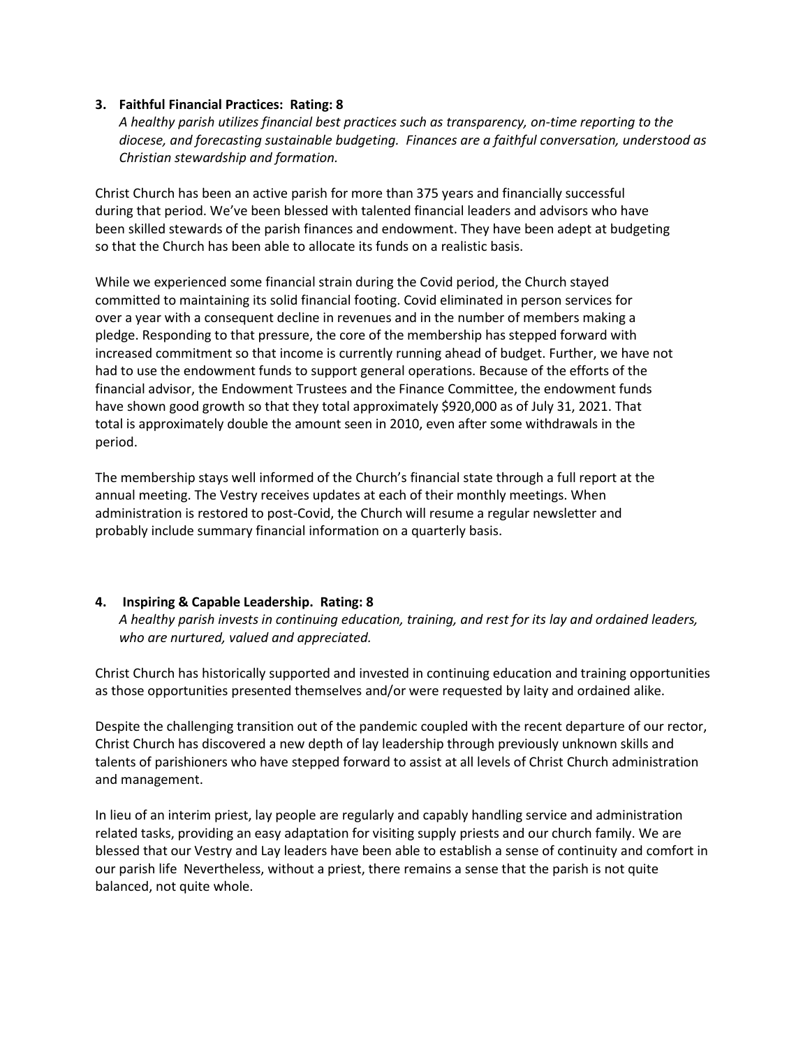### 3. **Faithful Financial Practices: Rating: 8**

*A healthy parish utilizes financial best practices such as transparency, on-time reporting to the diocese, and forecasting sustainable budgeting. Finances are a faithful conversation, understood as Christian stewardship and formation.*

Christ Church has been an active parish for more than 375 years and financially successful during that period. We've been blessed with talented financial leaders and advisors who have been skilled stewards of the parish finances and endowment. They have been adept at budgeting so that the Church has been able to allocate its funds on a realistic basis.

While we experienced some financial strain during the Covid period, the Church stayed committed to maintaining its solid financial footing. Covid eliminated in person services for over a year with a consequent decline in revenues and in the number of members making a pledge. Responding to that pressure, the core of the membership has stepped forward with increased commitment so that income is currently running ahead of budget. Further, we have not had to use the endowment funds to support general operations. Because of the efforts of the financial advisor, the Endowment Trustees and the Finance Committee, the endowment funds have shown good growth so that they total approximately $920,000 as of July 31, 2021. That total is approximately double the amount seen in 2010, even after some withdrawals in the period.

The membership stays well informed of the Church's financial state through a full report at the annual meeting. The Vestry receives updates at each of their monthly meetings. When administration is restored to post-Covid, the Church will resume a regular newsletter and probably include summary financial information on a quarterly basis.

### 4. **Inspiring & Capable Leadership. Rating: 8**

*A healthy parish invests in continuing education, training, and rest for its lay and ordained leaders, who are nurtured, valued and appreciated.*

Christ Church has historically supported and invested in continuing education and training opportunities as those opportunities presented themselves and/or were requested by laity and ordained alike.

Despite the challenging transition out of the pandemic coupled with the recent departure of our rector, Christ Church has discovered a new depth of lay leadership through previously unknown skills and talents of parishioners who have stepped forward to assist at all levels of Christ Church administration and management.

In lieu of an interim priest, lay people are regularly and capably handling service and administration related tasks, providing an easy adaptation for visiting supply priests and our church family. We are blessed that our Vestry and Lay leaders have been able to establish a sense of continuity and comfort in our parish life Nevertheless, without a priest, there remains a sense that the parish is not quite balanced, not quite whole.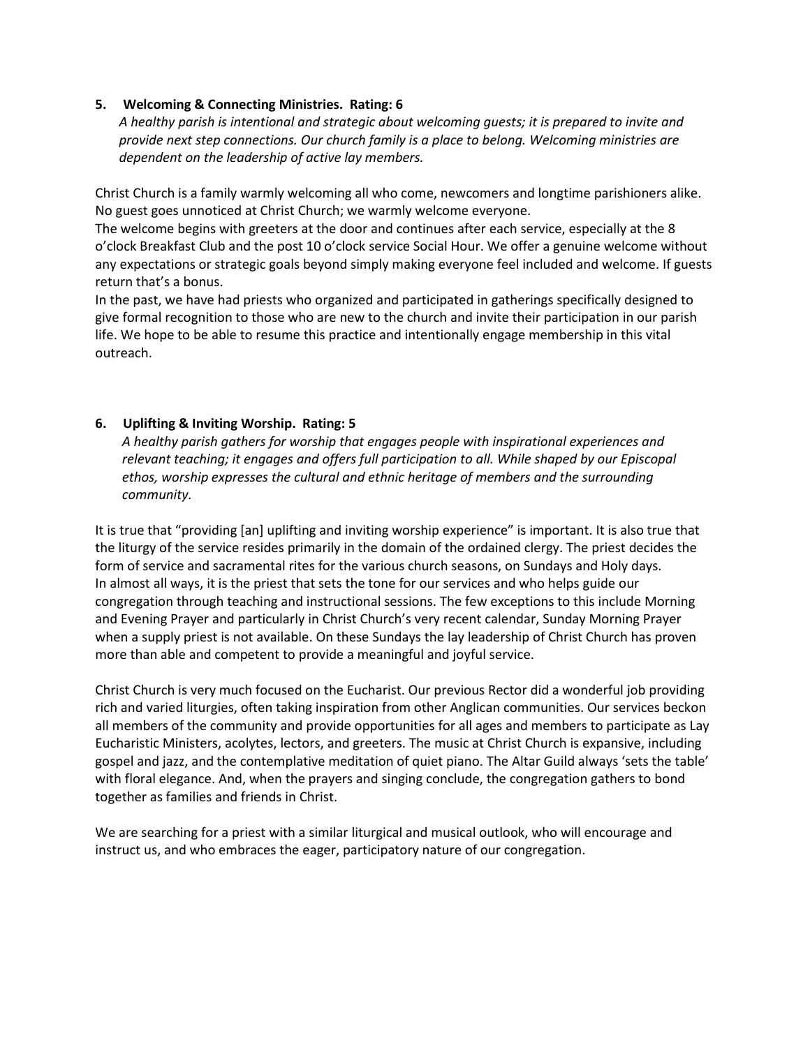**5. Welcoming & Connecting Ministries. Rating: 6**

*A healthy parish is intentional and strategic about welcoming guests; it is prepared to invite and provide next step connections. Our church family is a place to belong. Welcoming ministries are dependent on the leadership of active lay members.*

Christ Church is a family warmly welcoming all who come, newcomers and longtime parishioners alike. No guest goes unnoticed at Christ Church; we warmly welcome everyone.

The welcome begins with greeters at the door and continues after each service, especially at the 8 o'clock Breakfast Club and the post 10 o'clock service Social Hour. We offer a genuine welcome without any expectations or strategic goals beyond simply making everyone feel included and welcome. If guests return that's a bonus.

In the past, we have had priests who organized and participated in gatherings specifically designed to give formal recognition to those who are new to the church and invite their participation in our parish life. We hope to be able to resume this practice and intentionally engage membership in this vital outreach.

**6. Uplifting & Inviting Worship. Rating: 5**

*A healthy parish gathers for worship that engages people with inspirational experiences and relevant teaching; it engages and offers full participation to all. While shaped by our Episcopal ethos, worship expresses the cultural and ethnic heritage of members and the surrounding community.*

It is true that "providing [an] uplifting and inviting worship experience" is important. It is also true that the liturgy of the service resides primarily in the domain of the ordained clergy. The priest decides the form of service and sacramental rites for the various church seasons, on Sundays and Holy days. In almost all ways, it is the priest that sets the tone for our services and who helps guide our congregation through teaching and instructional sessions. The few exceptions to this include Morning and Evening Prayer and particularly in Christ Church's very recent calendar, Sunday Morning Prayer when a supply priest is not available. On these Sundays the lay leadership of Christ Church has proven more than able and competent to provide a meaningful and joyful service.

Christ Church is very much focused on the Eucharist. Our previous Rector did a wonderful job providing rich and varied liturgies, often taking inspiration from other Anglican communities. Our services beckon all members of the community and provide opportunities for all ages and members to participate as Lay Eucharistic Ministers, acolytes, lectors, and greeters. The music at Christ Church is expansive, including gospel and jazz, and the contemplative meditation of quiet piano. The Altar Guild always 'sets the table' with floral elegance. And, when the prayers and singing conclude, the congregation gathers to bond together as families and friends in Christ.

We are searching for a priest with a similar liturgical and musical outlook, who will encourage and instruct us, and who embraces the eager, participatory nature of our congregation.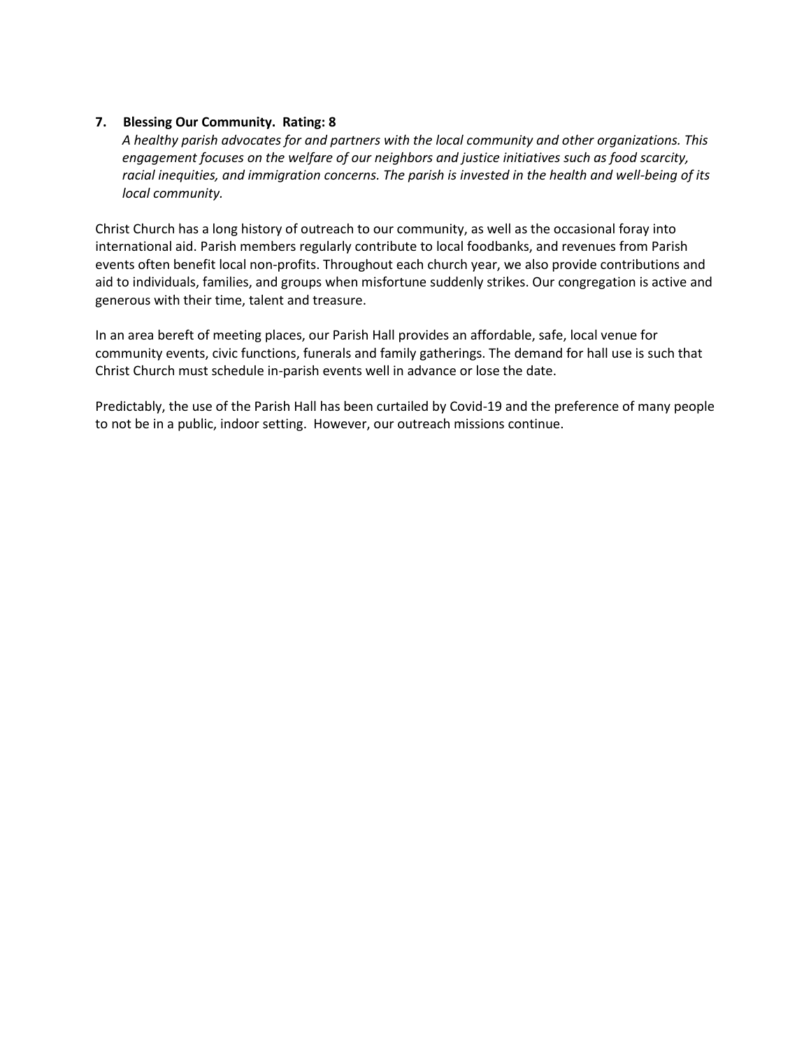**7. Blessing Our Community. Rating: 8**

*A healthy parish advocates for and partners with the local community and other organizations. This engagement focuses on the welfare of our neighbors and justice initiatives such as food scarcity, racial inequities, and immigration concerns. The parish is invested in the health and well-being of its local community.*

Christ Church has a long history of outreach to our community, as well as the occasional foray into international aid. Parish members regularly contribute to local foodbanks, and revenues from Parish events often benefit local non-profits. Throughout each church year, we also provide contributions and aid to individuals, families, and groups when misfortune suddenly strikes. Our congregation is active and generous with their time, talent and treasure.

In an area bereft of meeting places, our Parish Hall provides an affordable, safe, local venue for community events, civic functions, funerals and family gatherings. The demand for hall use is such that Christ Church must schedule in-parish events well in advance or lose the date.

Predictably, the use of the Parish Hall has been curtailed by Covid-19 and the preference of many people to not be in a public, indoor setting. However, our outreach missions continue.